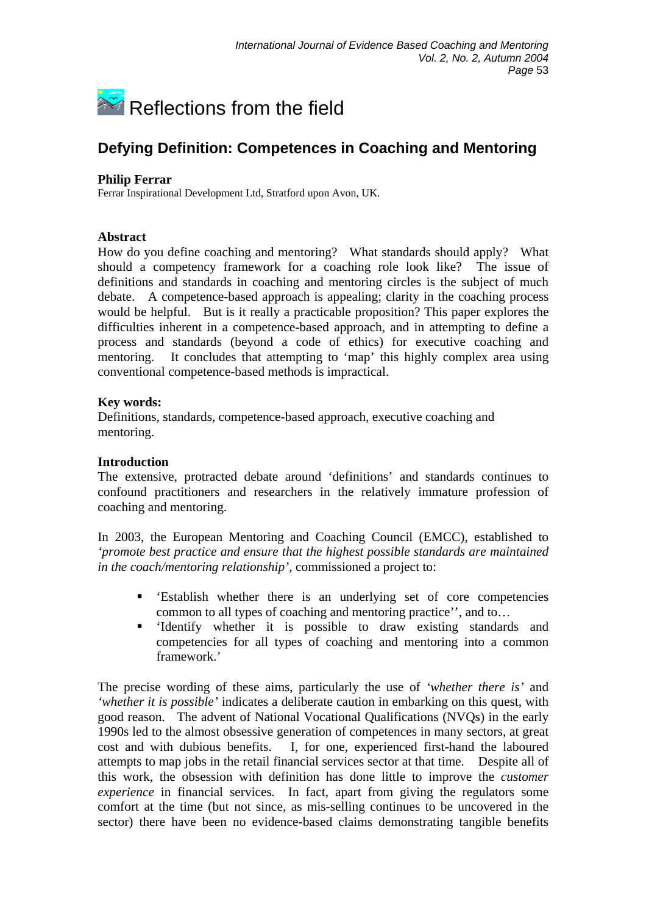# Reflections from the field

## Defying Definition: Competences in Coaching and Mentoring

**Philip Ferrar**
Ferrar Inspirational Development Ltd, Stratford upon Avon, UK.

**Abstract**
How do you define coaching and mentoring? What standards should apply? What should a competency framework for a coaching role look like? The issue of definitions and standards in coaching and mentoring circles is the subject of much debate. A competence-based approach is appealing; clarity in the coaching process would be helpful. But is it really a practicable proposition? This paper explores the difficulties inherent in a competence-based approach, and in attempting to define a process and standards (beyond a code of ethics) for executive coaching and mentoring. It concludes that attempting to 'map' this highly complex area using conventional competence-based methods is impractical.

**Key words:**
Definitions, standards, competence-based approach, executive coaching and mentoring.

**Introduction**
The extensive, protracted debate around 'definitions' and standards continues to confound practitioners and researchers in the relatively immature profession of coaching and mentoring.

In 2003, the European Mentoring and Coaching Council (EMCC), established to *'promote best practice and ensure that the highest possible standards are maintained in the coach/mentoring relationship'*, commissioned a project to:

- 'Establish whether there is an underlying set of core competencies common to all types of coaching and mentoring practice'', and to…
- 'Identify whether it is possible to draw existing standards and competencies for all types of coaching and mentoring into a common framework.'

The precise wording of these aims, particularly the use of *'whether there is'* and *'whether it is possible'* indicates a deliberate caution in embarking on this quest, with good reason. The advent of National Vocational Qualifications (NVQs) in the early 1990s led to the almost obsessive generation of competences in many sectors, at great cost and with dubious benefits. I, for one, experienced first-hand the laboured attempts to map jobs in the retail financial services sector at that time. Despite all of this work, the obsession with definition has done little to improve the *customer experience* in financial services. In fact, apart from giving the regulators some comfort at the time (but not since, as mis-selling continues to be uncovered in the sector) there have been no evidence-based claims demonstrating tangible benefits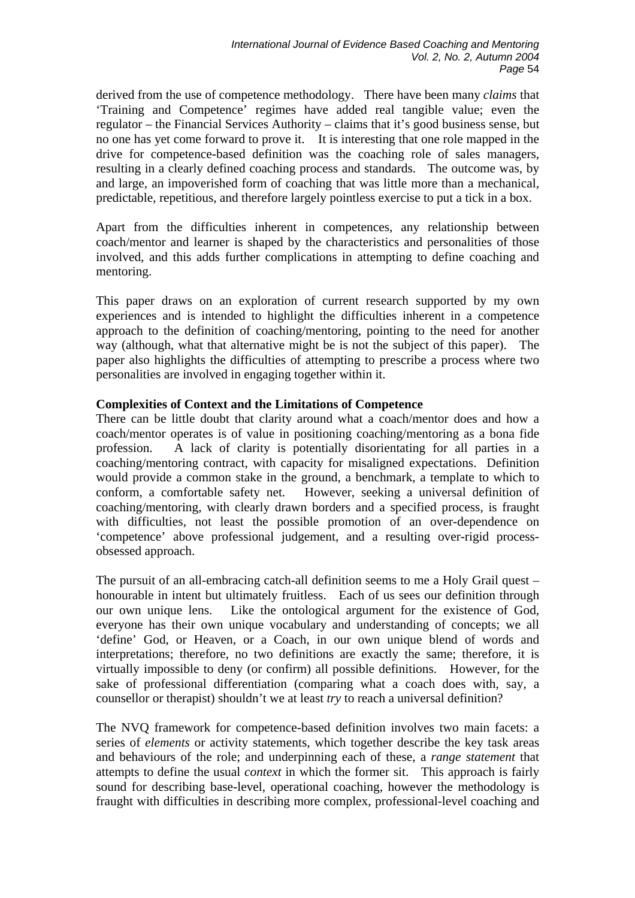derived from the use of competence methodology. There have been many *claims* that 'Training and Competence' regimes have added real tangible value; even the regulator – the Financial Services Authority – claims that it's good business sense, but no one has yet come forward to prove it. It is interesting that one role mapped in the drive for competence-based definition was the coaching role of sales managers, resulting in a clearly defined coaching process and standards. The outcome was, by and large, an impoverished form of coaching that was little more than a mechanical, predictable, repetitious, and therefore largely pointless exercise to put a tick in a box.

Apart from the difficulties inherent in competences, any relationship between coach/mentor and learner is shaped by the characteristics and personalities of those involved, and this adds further complications in attempting to define coaching and mentoring.

This paper draws on an exploration of current research supported by my own experiences and is intended to highlight the difficulties inherent in a competence approach to the definition of coaching/mentoring, pointing to the need for another way (although, what that alternative might be is not the subject of this paper). The paper also highlights the difficulties of attempting to prescribe a process where two personalities are involved in engaging together within it.

**Complexities of Context and the Limitations of Competence**

There can be little doubt that clarity around what a coach/mentor does and how a coach/mentor operates is of value in positioning coaching/mentoring as a bona fide profession. A lack of clarity is potentially disorientating for all parties in a coaching/mentoring contract, with capacity for misaligned expectations. Definition would provide a common stake in the ground, a benchmark, a template to which to conform, a comfortable safety net. However, seeking a universal definition of coaching/mentoring, with clearly drawn borders and a specified process, is fraught with difficulties, not least the possible promotion of an over-dependence on 'competence' above professional judgement, and a resulting over-rigid process-obsessed approach.

The pursuit of an all-embracing catch-all definition seems to me a Holy Grail quest – honourable in intent but ultimately fruitless. Each of us sees our definition through our own unique lens. Like the ontological argument for the existence of God, everyone has their own unique vocabulary and understanding of concepts; we all 'define' God, or Heaven, or a Coach, in our own unique blend of words and interpretations; therefore, no two definitions are exactly the same; therefore, it is virtually impossible to deny (or confirm) all possible definitions. However, for the sake of professional differentiation (comparing what a coach does with, say, a counsellor or therapist) shouldn't we at least *try* to reach a universal definition?

The NVQ framework for competence-based definition involves two main facets: a series of *elements* or activity statements, which together describe the key task areas and behaviours of the role; and underpinning each of these, a *range statement* that attempts to define the usual *context* in which the former sit. This approach is fairly sound for describing base-level, operational coaching, however the methodology is fraught with difficulties in describing more complex, professional-level coaching and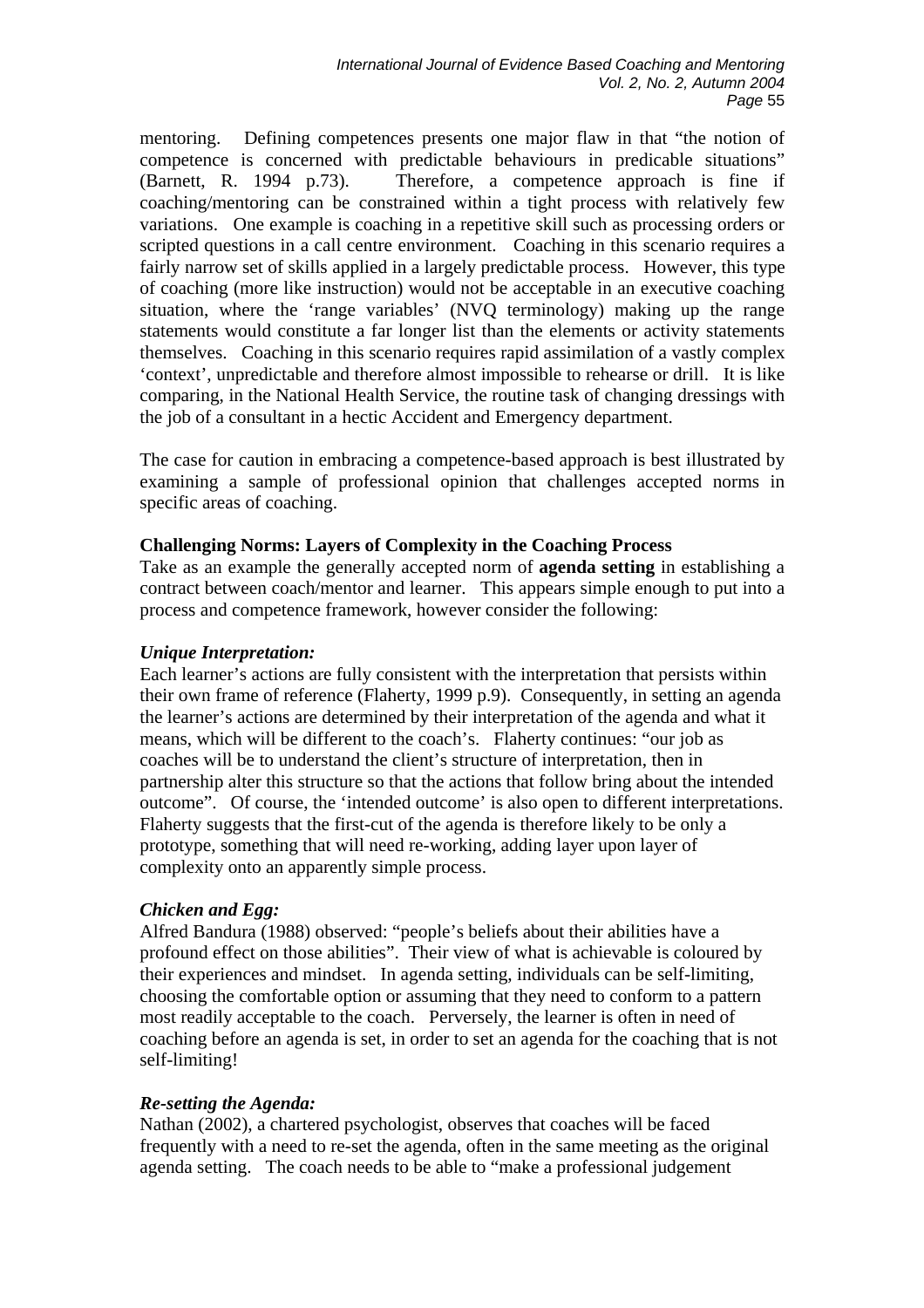mentoring. Defining competences presents one major flaw in that "the notion of competence is concerned with predictable behaviours in predicable situations" (Barnett, R. 1994 p.73). Therefore, a competence approach is fine if coaching/mentoring can be constrained within a tight process with relatively few variations. One example is coaching in a repetitive skill such as processing orders or scripted questions in a call centre environment. Coaching in this scenario requires a fairly narrow set of skills applied in a largely predictable process. However, this type of coaching (more like instruction) would not be acceptable in an executive coaching situation, where the 'range variables' (NVQ terminology) making up the range statements would constitute a far longer list than the elements or activity statements themselves. Coaching in this scenario requires rapid assimilation of a vastly complex 'context', unpredictable and therefore almost impossible to rehearse or drill. It is like comparing, in the National Health Service, the routine task of changing dressings with the job of a consultant in a hectic Accident and Emergency department.

The case for caution in embracing a competence-based approach is best illustrated by examining a sample of professional opinion that challenges accepted norms in specific areas of coaching.

**Challenging Norms: Layers of Complexity in the Coaching Process**

Take as an example the generally accepted norm of **agenda setting** in establishing a contract between coach/mentor and learner. This appears simple enough to put into a process and competence framework, however consider the following:

***Unique Interpretation:***

Each learner's actions are fully consistent with the interpretation that persists within their own frame of reference (Flaherty, 1999 p.9). Consequently, in setting an agenda the learner's actions are determined by their interpretation of the agenda and what it means, which will be different to the coach's. Flaherty continues: "our job as coaches will be to understand the client's structure of interpretation, then in partnership alter this structure so that the actions that follow bring about the intended outcome". Of course, the 'intended outcome' is also open to different interpretations. Flaherty suggests that the first-cut of the agenda is therefore likely to be only a prototype, something that will need re-working, adding layer upon layer of complexity onto an apparently simple process.

***Chicken and Egg:***

Alfred Bandura (1988) observed: "people's beliefs about their abilities have a profound effect on those abilities". Their view of what is achievable is coloured by their experiences and mindset. In agenda setting, individuals can be self-limiting, choosing the comfortable option or assuming that they need to conform to a pattern most readily acceptable to the coach. Perversely, the learner is often in need of coaching before an agenda is set, in order to set an agenda for the coaching that is not self-limiting!

***Re-setting the Agenda:***

Nathan (2002), a chartered psychologist, observes that coaches will be faced frequently with a need to re-set the agenda, often in the same meeting as the original agenda setting. The coach needs to be able to "make a professional judgement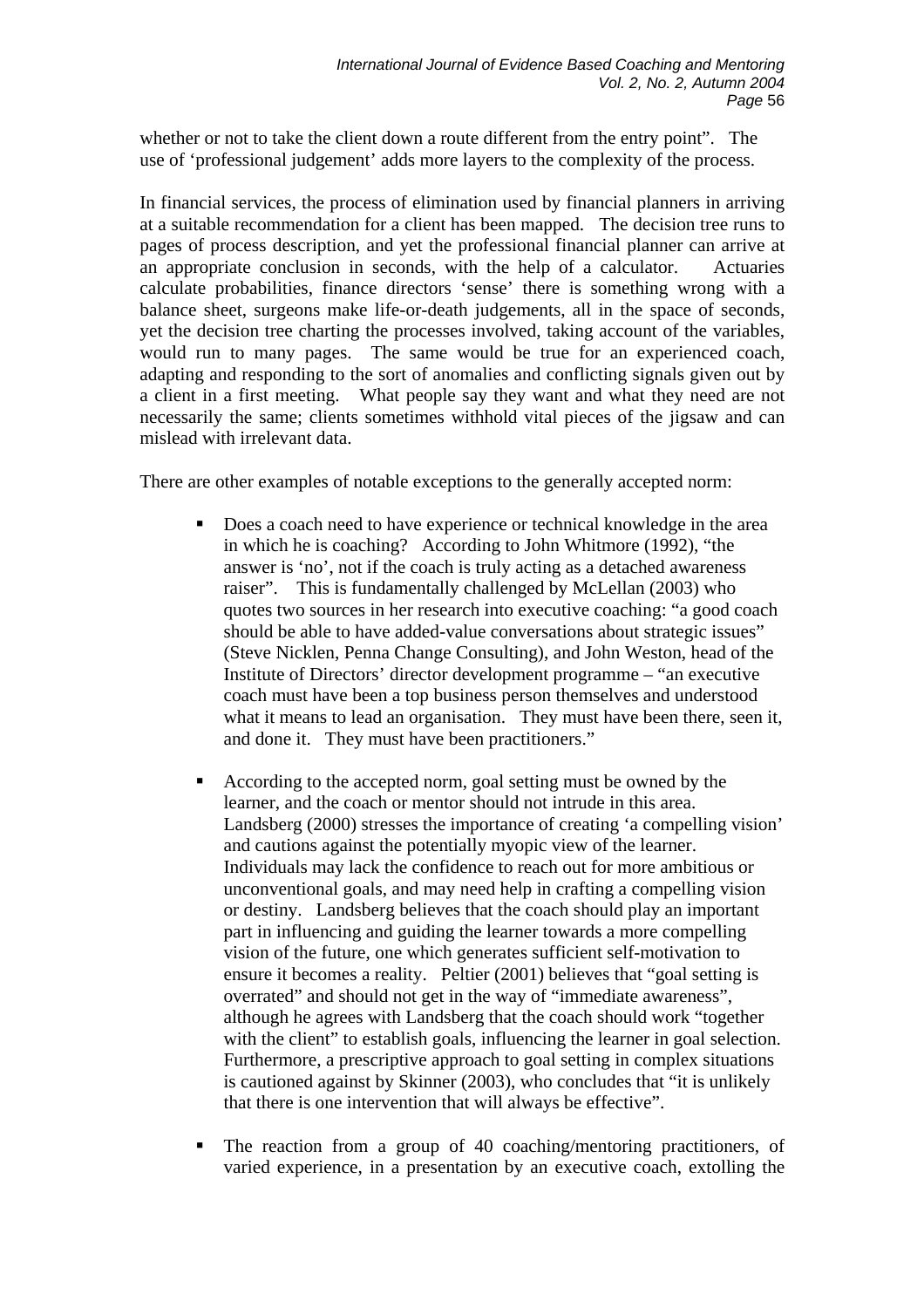whether or not to take the client down a route different from the entry point". The use of 'professional judgement' adds more layers to the complexity of the process.

In financial services, the process of elimination used by financial planners in arriving at a suitable recommendation for a client has been mapped. The decision tree runs to pages of process description, and yet the professional financial planner can arrive at an appropriate conclusion in seconds, with the help of a calculator. Actuaries calculate probabilities, finance directors 'sense' there is something wrong with a balance sheet, surgeons make life-or-death judgements, all in the space of seconds, yet the decision tree charting the processes involved, taking account of the variables, would run to many pages. The same would be true for an experienced coach, adapting and responding to the sort of anomalies and conflicting signals given out by a client in a first meeting. What people say they want and what they need are not necessarily the same; clients sometimes withhold vital pieces of the jigsaw and can mislead with irrelevant data.

There are other examples of notable exceptions to the generally accepted norm:

- Does a coach need to have experience or technical knowledge in the area in which he is coaching? According to John Whitmore (1992), "the answer is 'no', not if the coach is truly acting as a detached awareness raiser". This is fundamentally challenged by McLellan (2003) who quotes two sources in her research into executive coaching: "a good coach should be able to have added-value conversations about strategic issues" (Steve Nicklen, Penna Change Consulting), and John Weston, head of the Institute of Directors' director development programme – "an executive coach must have been a top business person themselves and understood what it means to lead an organisation. They must have been there, seen it, and done it. They must have been practitioners."

- According to the accepted norm, goal setting must be owned by the learner, and the coach or mentor should not intrude in this area. Landsberg (2000) stresses the importance of creating 'a compelling vision' and cautions against the potentially myopic view of the learner. Individuals may lack the confidence to reach out for more ambitious or unconventional goals, and may need help in crafting a compelling vision or destiny. Landsberg believes that the coach should play an important part in influencing and guiding the learner towards a more compelling vision of the future, one which generates sufficient self-motivation to ensure it becomes a reality. Peltier (2001) believes that "goal setting is overrated" and should not get in the way of "immediate awareness", although he agrees with Landsberg that the coach should work "together with the client" to establish goals, influencing the learner in goal selection. Furthermore, a prescriptive approach to goal setting in complex situations is cautioned against by Skinner (2003), who concludes that "it is unlikely that there is one intervention that will always be effective".

- The reaction from a group of 40 coaching/mentoring practitioners, of varied experience, in a presentation by an executive coach, extolling the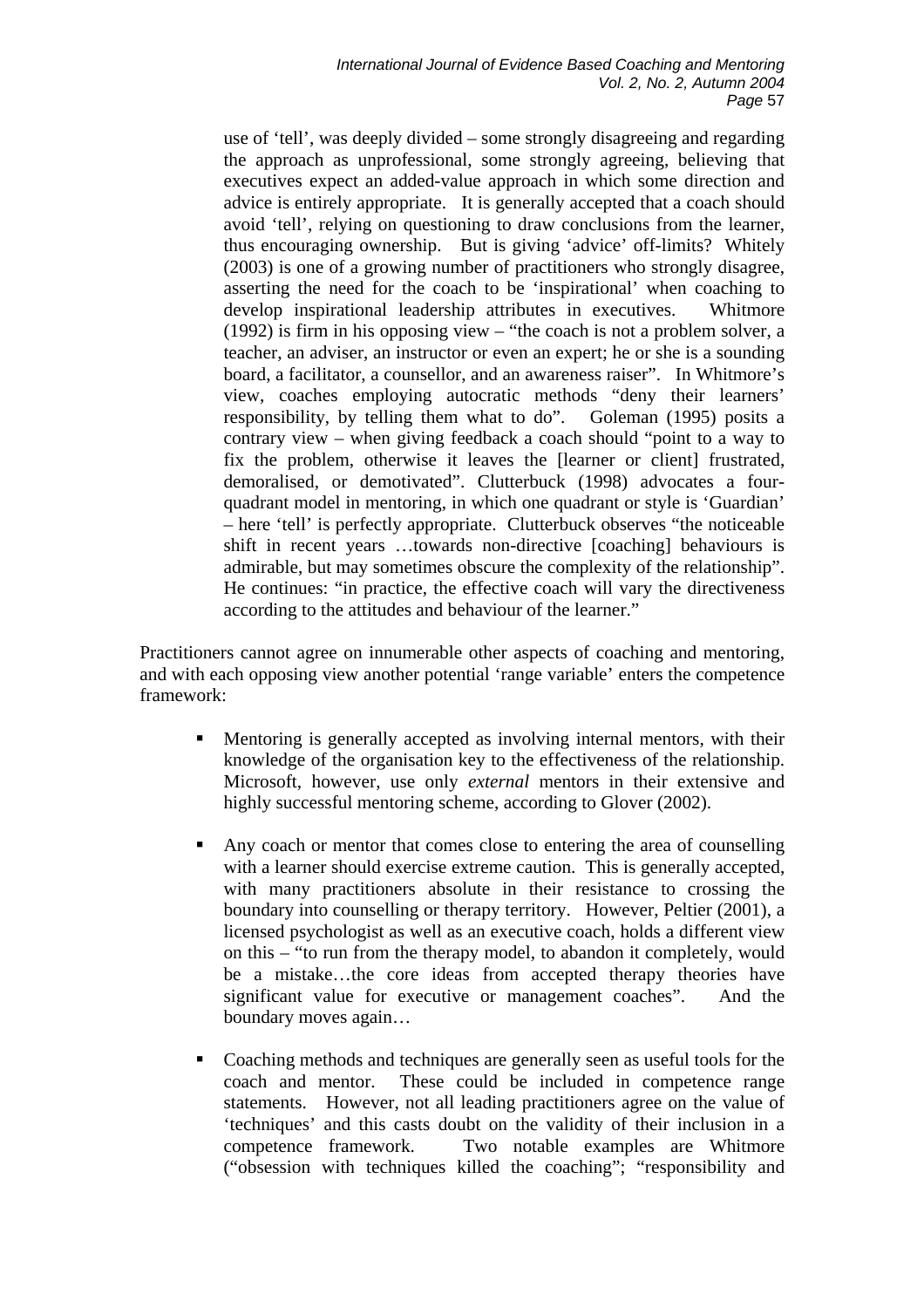use of 'tell', was deeply divided – some strongly disagreeing and regarding the approach as unprofessional, some strongly agreeing, believing that executives expect an added-value approach in which some direction and advice is entirely appropriate. It is generally accepted that a coach should avoid 'tell', relying on questioning to draw conclusions from the learner, thus encouraging ownership. But is giving 'advice' off-limits? Whitely (2003) is one of a growing number of practitioners who strongly disagree, asserting the need for the coach to be 'inspirational' when coaching to develop inspirational leadership attributes in executives. Whitmore (1992) is firm in his opposing view – "the coach is not a problem solver, a teacher, an adviser, an instructor or even an expert; he or she is a sounding board, a facilitator, a counsellor, and an awareness raiser". In Whitmore's view, coaches employing autocratic methods "deny their learners' responsibility, by telling them what to do". Goleman (1995) posits a contrary view – when giving feedback a coach should "point to a way to fix the problem, otherwise it leaves the [learner or client] frustrated, demoralised, or demotivated". Clutterbuck (1998) advocates a four-quadrant model in mentoring, in which one quadrant or style is 'Guardian' – here 'tell' is perfectly appropriate. Clutterbuck observes "the noticeable shift in recent years …towards non-directive [coaching] behaviours is admirable, but may sometimes obscure the complexity of the relationship". He continues: "in practice, the effective coach will vary the directiveness according to the attitudes and behaviour of the learner."

Practitioners cannot agree on innumerable other aspects of coaching and mentoring, and with each opposing view another potential 'range variable' enters the competence framework:

- Mentoring is generally accepted as involving internal mentors, with their knowledge of the organisation key to the effectiveness of the relationship. Microsoft, however, use only *external* mentors in their extensive and highly successful mentoring scheme, according to Glover (2002).

- Any coach or mentor that comes close to entering the area of counselling with a learner should exercise extreme caution. This is generally accepted, with many practitioners absolute in their resistance to crossing the boundary into counselling or therapy territory. However, Peltier (2001), a licensed psychologist as well as an executive coach, holds a different view on this – "to run from the therapy model, to abandon it completely, would be a mistake…the core ideas from accepted therapy theories have significant value for executive or management coaches". And the boundary moves again…

- Coaching methods and techniques are generally seen as useful tools for the coach and mentor. These could be included in competence range statements. However, not all leading practitioners agree on the value of 'techniques' and this casts doubt on the validity of their inclusion in a competence framework. Two notable examples are Whitmore ("obsession with techniques killed the coaching"; "responsibility and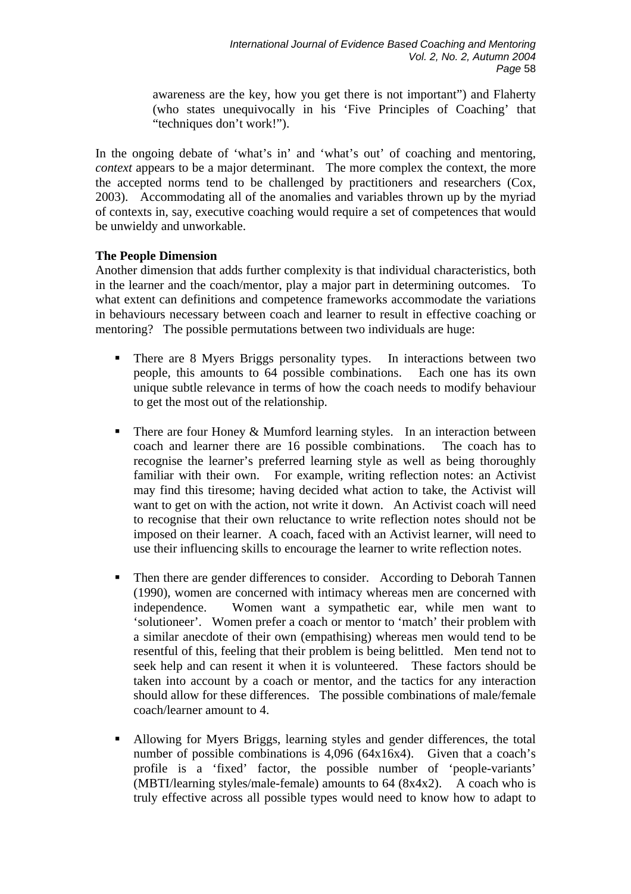awareness are the key, how you get there is not important") and Flaherty (who states unequivocally in his 'Five Principles of Coaching' that "techniques don't work!").

In the ongoing debate of 'what's in' and 'what's out' of coaching and mentoring, *context* appears to be a major determinant. The more complex the context, the more the accepted norms tend to be challenged by practitioners and researchers (Cox, 2003). Accommodating all of the anomalies and variables thrown up by the myriad of contexts in, say, executive coaching would require a set of competences that would be unwieldy and unworkable.

**The People Dimension**

Another dimension that adds further complexity is that individual characteristics, both in the learner and the coach/mentor, play a major part in determining outcomes. To what extent can definitions and competence frameworks accommodate the variations in behaviours necessary between coach and learner to result in effective coaching or mentoring? The possible permutations between two individuals are huge:

- There are 8 Myers Briggs personality types. In interactions between two people, this amounts to 64 possible combinations. Each one has its own unique subtle relevance in terms of how the coach needs to modify behaviour to get the most out of the relationship.

- There are four Honey & Mumford learning styles. In an interaction between coach and learner there are 16 possible combinations. The coach has to recognise the learner's preferred learning style as well as being thoroughly familiar with their own. For example, writing reflection notes: an Activist may find this tiresome; having decided what action to take, the Activist will want to get on with the action, not write it down. An Activist coach will need to recognise that their own reluctance to write reflection notes should not be imposed on their learner. A coach, faced with an Activist learner, will need to use their influencing skills to encourage the learner to write reflection notes.

- Then there are gender differences to consider. According to Deborah Tannen (1990), women are concerned with intimacy whereas men are concerned with independence. Women want a sympathetic ear, while men want to 'solutioneer'. Women prefer a coach or mentor to 'match' their problem with a similar anecdote of their own (empathising) whereas men would tend to be resentful of this, feeling that their problem is being belittled. Men tend not to seek help and can resent it when it is volunteered. These factors should be taken into account by a coach or mentor, and the tactics for any interaction should allow for these differences. The possible combinations of male/female coach/learner amount to 4.

- Allowing for Myers Briggs, learning styles and gender differences, the total number of possible combinations is 4,096 (64x16x4). Given that a coach's profile is a 'fixed' factor, the possible number of 'people-variants' (MBTI/learning styles/male-female) amounts to 64 (8x4x2). A coach who is truly effective across all possible types would need to know how to adapt to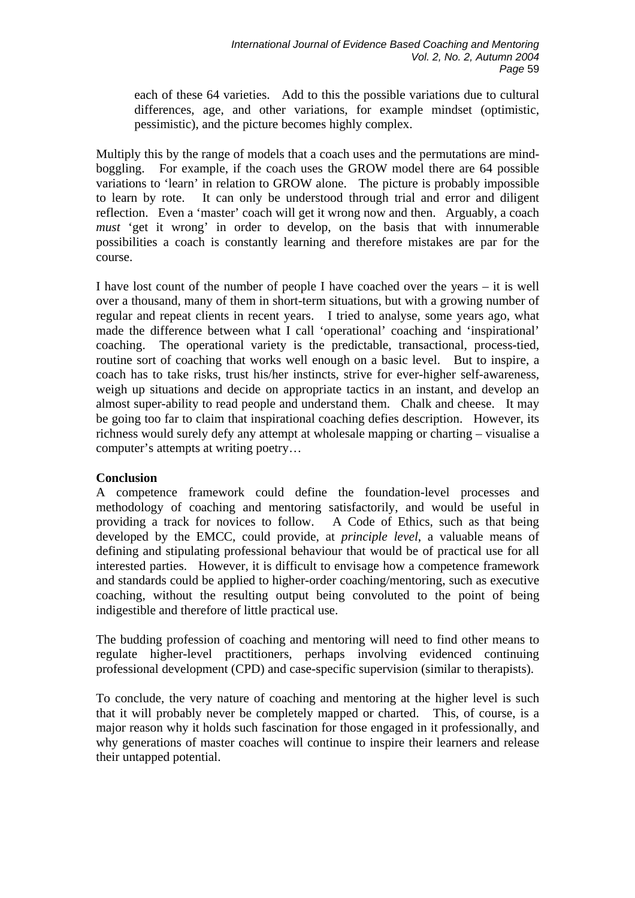each of these 64 varieties. Add to this the possible variations due to cultural differences, age, and other variations, for example mindset (optimistic, pessimistic), and the picture becomes highly complex.

Multiply this by the range of models that a coach uses and the permutations are mind-boggling. For example, if the coach uses the GROW model there are 64 possible variations to 'learn' in relation to GROW alone. The picture is probably impossible to learn by rote. It can only be understood through trial and error and diligent reflection. Even a 'master' coach will get it wrong now and then. Arguably, a coach *must* 'get it wrong' in order to develop, on the basis that with innumerable possibilities a coach is constantly learning and therefore mistakes are par for the course.

I have lost count of the number of people I have coached over the years – it is well over a thousand, many of them in short-term situations, but with a growing number of regular and repeat clients in recent years. I tried to analyse, some years ago, what made the difference between what I call 'operational' coaching and 'inspirational' coaching. The operational variety is the predictable, transactional, process-tied, routine sort of coaching that works well enough on a basic level. But to inspire, a coach has to take risks, trust his/her instincts, strive for ever-higher self-awareness, weigh up situations and decide on appropriate tactics in an instant, and develop an almost super-ability to read people and understand them. Chalk and cheese. It may be going too far to claim that inspirational coaching defies description. However, its richness would surely defy any attempt at wholesale mapping or charting – visualise a computer's attempts at writing poetry…

**Conclusion**

A competence framework could define the foundation-level processes and methodology of coaching and mentoring satisfactorily, and would be useful in providing a track for novices to follow. A Code of Ethics, such as that being developed by the EMCC, could provide, at *principle level*, a valuable means of defining and stipulating professional behaviour that would be of practical use for all interested parties. However, it is difficult to envisage how a competence framework and standards could be applied to higher-order coaching/mentoring, such as executive coaching, without the resulting output being convoluted to the point of being indigestible and therefore of little practical use.

The budding profession of coaching and mentoring will need to find other means to regulate higher-level practitioners, perhaps involving evidenced continuing professional development (CPD) and case-specific supervision (similar to therapists).

To conclude, the very nature of coaching and mentoring at the higher level is such that it will probably never be completely mapped or charted. This, of course, is a major reason why it holds such fascination for those engaged in it professionally, and why generations of master coaches will continue to inspire their learners and release their untapped potential.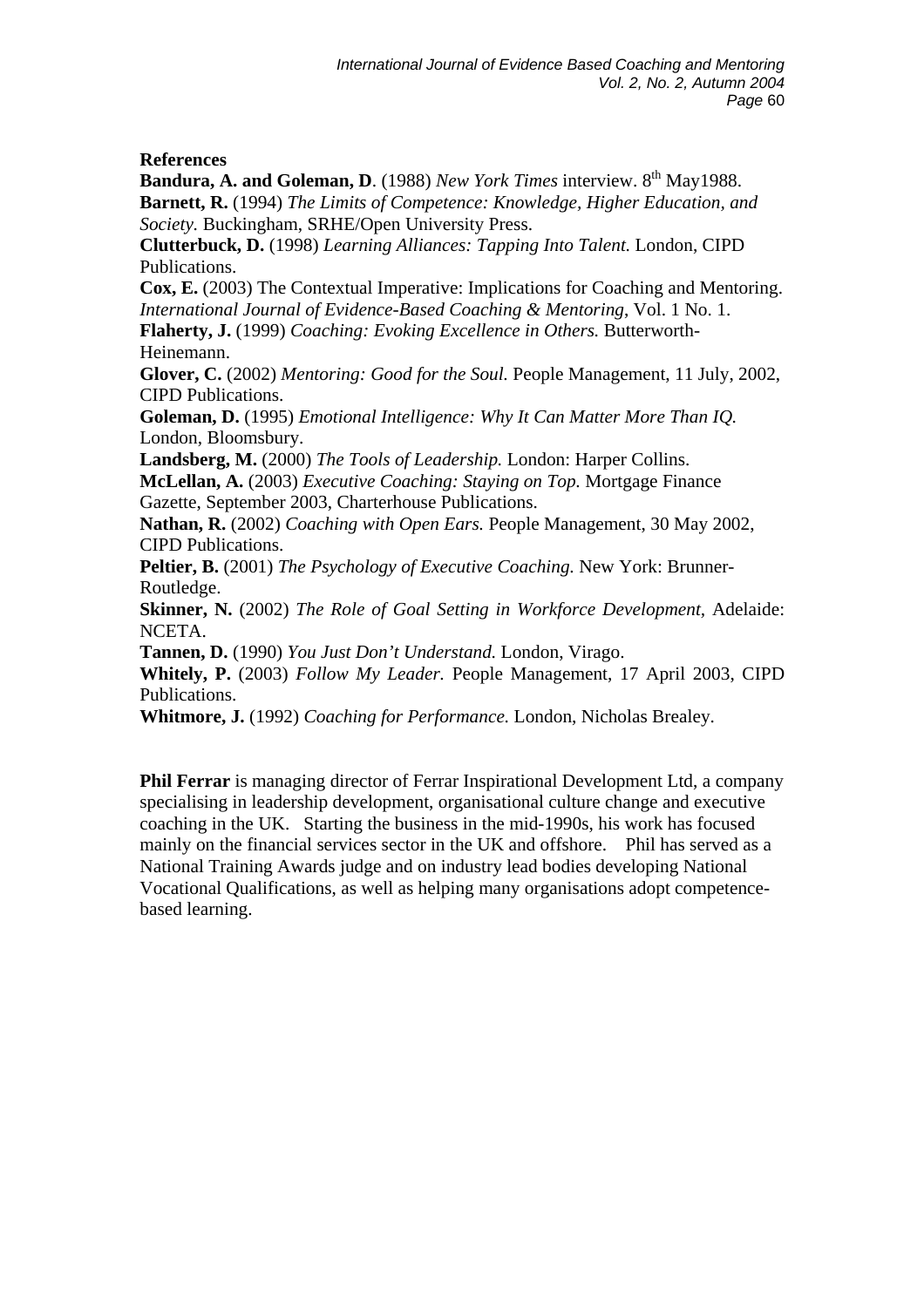## References

**Bandura, A. and Goleman, D**. (1988) *New York Times* interview. 8th May1988.

**Barnett, R.** (1994) *The Limits of Competence: Knowledge, Higher Education, and Society.* Buckingham, SRHE/Open University Press.

**Clutterbuck, D.** (1998) *Learning Alliances: Tapping Into Talent.* London, CIPD Publications.

**Cox, E.** (2003) The Contextual Imperative: Implications for Coaching and Mentoring. *International Journal of Evidence-Based Coaching & Mentoring*, Vol. 1 No. 1.

**Flaherty, J.** (1999) *Coaching: Evoking Excellence in Others.* Butterworth-Heinemann.

**Glover, C.** (2002) *Mentoring: Good for the Soul.* People Management, 11 July, 2002, CIPD Publications.

**Goleman, D.** (1995) *Emotional Intelligence: Why It Can Matter More Than IQ.* London, Bloomsbury.

**Landsberg, M.** (2000) *The Tools of Leadership.* London: Harper Collins.

**McLellan, A.** (2003) *Executive Coaching: Staying on Top.* Mortgage Finance Gazette, September 2003, Charterhouse Publications.

**Nathan, R.** (2002) *Coaching with Open Ears.* People Management, 30 May 2002, CIPD Publications.

**Peltier, B.** (2001) *The Psychology of Executive Coaching.* New York: Brunner-Routledge.

**Skinner, N.** (2002) *The Role of Goal Setting in Workforce Development,* Adelaide: NCETA.

**Tannen, D.** (1990) *You Just Don't Understand.* London, Virago.

**Whitely, P.** (2003) *Follow My Leader.* People Management, 17 April 2003, CIPD Publications.

**Whitmore, J.** (1992) *Coaching for Performance.* London, Nicholas Brealey.

**Phil Ferrar** is managing director of Ferrar Inspirational Development Ltd, a company specialising in leadership development, organisational culture change and executive coaching in the UK. Starting the business in the mid-1990s, his work has focused mainly on the financial services sector in the UK and offshore. Phil has served as a National Training Awards judge and on industry lead bodies developing National Vocational Qualifications, as well as helping many organisations adopt competence-based learning.